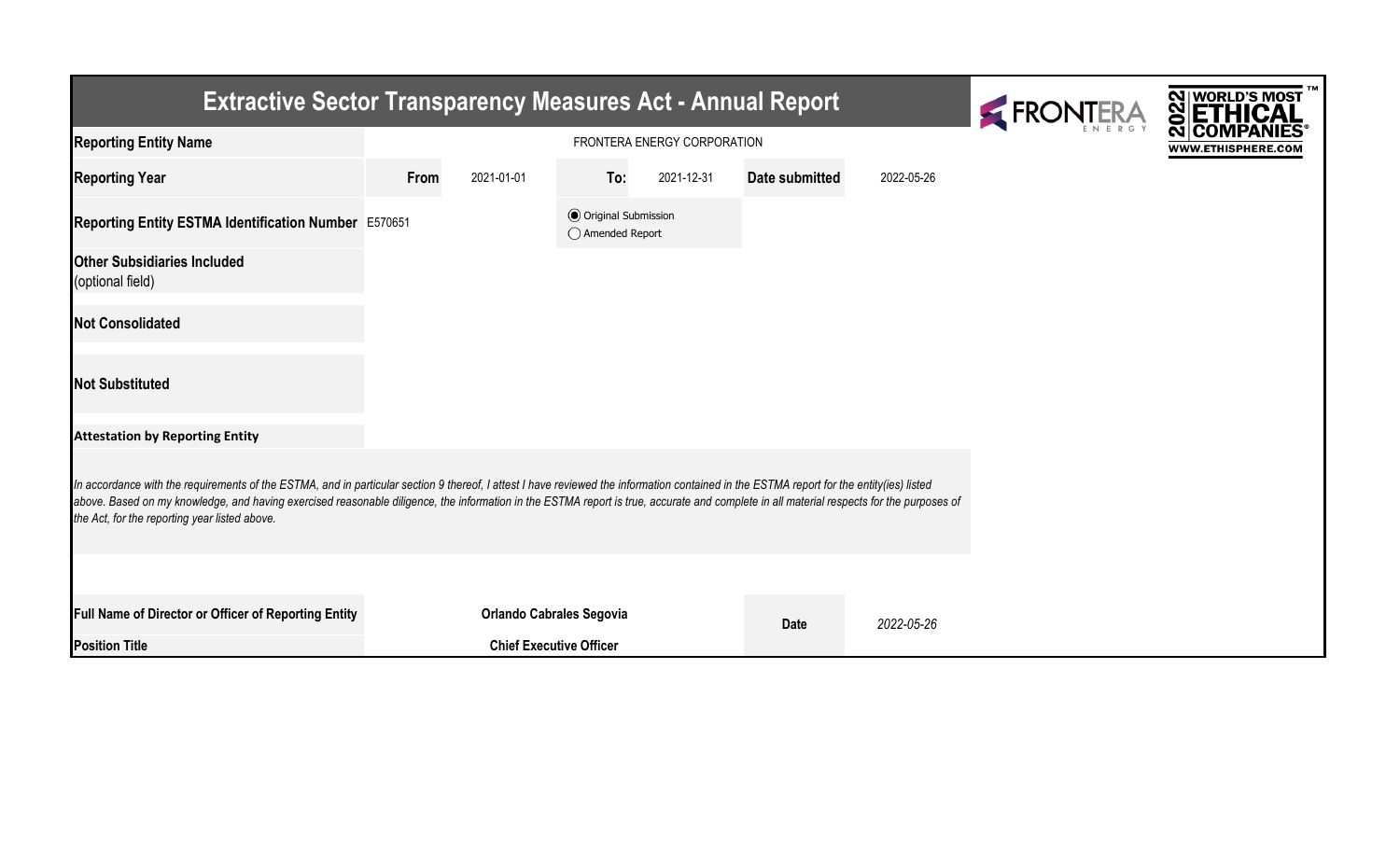# Extractive Sector Transparency Measures Act - Annual Report

| | | | | | | |
|---|---|---|---|---|---|---|
| **Reporting Entity Name** | FRONTERA ENERGY CORPORATION | | | | | |
| **Reporting Year** | **From** | 2021-01-01 | **To:** | 2021-12-31 | **Date submitted** | 2022-05-26 |
| **Reporting Entity ESTMA Identification Number** | E570651 | | ◉ Original Submission<br>◯ Amended Report | | | |
| **Other Subsidiaries Included** (optional field) | | | | | | |
| **Not Consolidated** | | | | | | |
| **Not Substituted** | | | | | | |

**Attestation by Reporting Entity**

*In accordance with the requirements of the ESTMA, and in particular section 9 thereof, I attest I have reviewed the information contained in the ESTMA report for the entity(ies) listed above. Based on my knowledge, and having exercised reasonable diligence, the information in the ESTMA report is true, accurate and complete in all material respects for the purposes of the Act, for the reporting year listed above.*

| | | | |
|---|---|---|---|
| **Full Name of Director or Officer of Reporting Entity** | **Orlando Cabrales Segovia** | **Date** | *2022-05-26* |
| **Position Title** | **Chief Executive Officer** | | |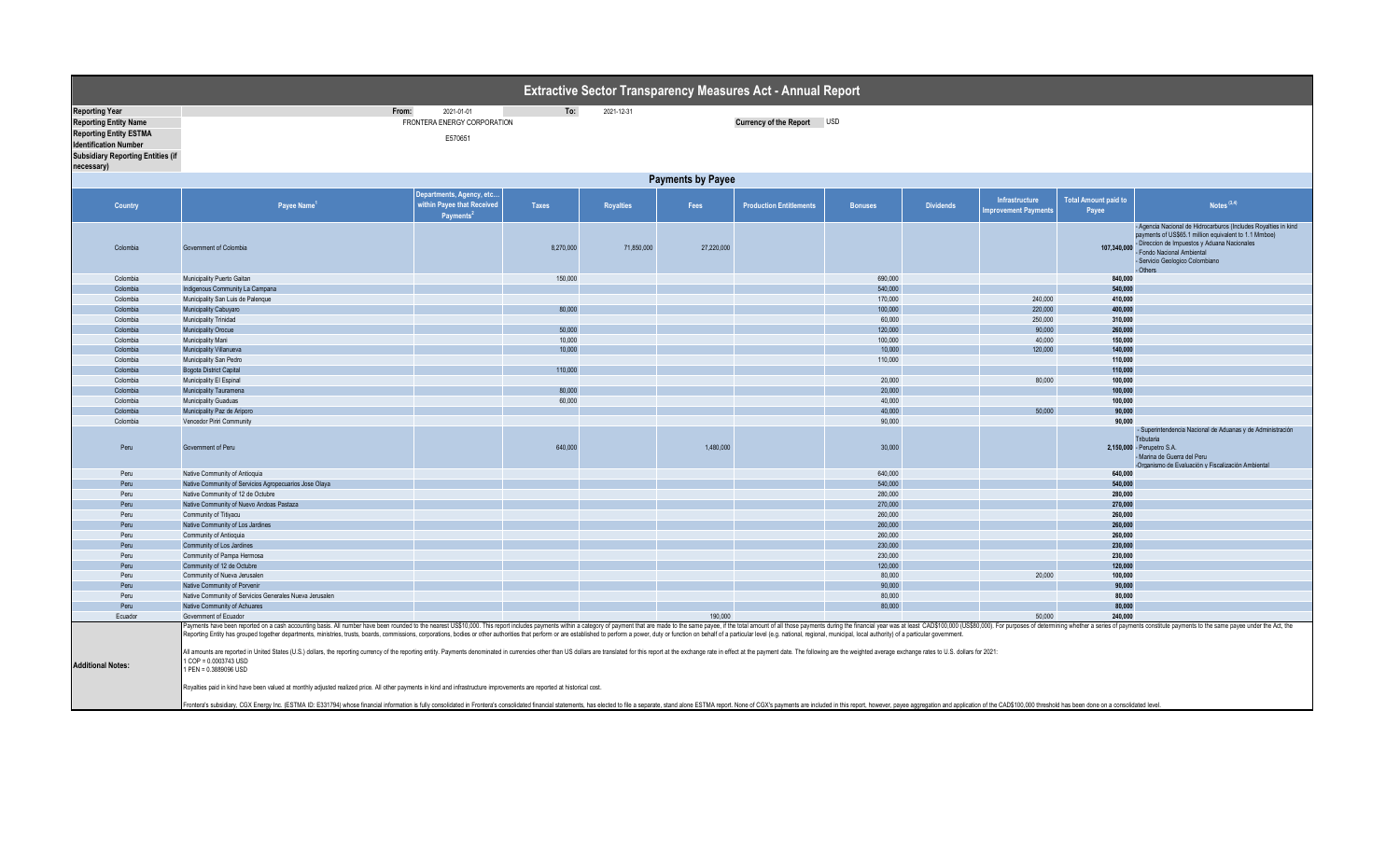# Extractive Sector Transparency Measures Act - Annual Report

| | | | | |
|---|---|---|---|---|
| **Reporting Year** | From: 2021-01-01 | To: 2021-12-31 | | |
| **Reporting Entity Name** | FRONTERA ENERGY CORPORATION | | **Currency of the Report** | USD |
| **Reporting Entity ESTMA Identification Number** | E570651 | | | |
| **Subsidiary Reporting Entities (if necessary)** | | | | |

## Payments by Payee

| Country | Payee Name[1] | Departments, Agency, etc... within Payee that Received Payments[2] | Taxes | Royalties | Fees | Production Entitlements | Bonuses | Dividends | Infrastructure Improvement Payments | Total Amount paid to Payee | Notes [3,4] |
|---|---|---|---|---|---|---|---|---|---|---|---|
| Colombia | Government of Colombia | | 8,270,000 | 71,850,000 | 27,220,000 | | | | | 107,340,000 | - Agencia Nacional de Hidrocarburos (Includes Royalties in kind payments of US$65.1 million equivalent to 1.1 Mmboe)<br>- Direccion de Impuestos y Aduana Nacionales<br>- Fondo Nacional Ambiental<br>- Servicio Geologico Colombiano<br>- Others |
| Colombia | Municipality Puerto Gaitan | | 150,000 | | | | 690,000 | | | 840,000 | |
| Colombia | Indigenous Community La Campana | | | | | | 540,000 | | | 540,000 | |
| Colombia | Municipality San Luis de Palenque | | | | | | 170,000 | | 240,000 | 410,000 | |
| Colombia | Municipality Cabuyaro | | 80,000 | | | | 100,000 | | 220,000 | 400,000 | |
| Colombia | Municipality Trinidad | | | | | | 60,000 | | 250,000 | 310,000 | |
| Colombia | Municipality Orocue | | 50,000 | | | | 120,000 | | 90,000 | 260,000 | |
| Colombia | Municipality Mani | | 10,000 | | | | 100,000 | | 40,000 | 150,000 | |
| Colombia | Municipality Villanueva | | 10,000 | | | | 10,000 | | 120,000 | 140,000 | |
| Colombia | Municipality San Pedro | | | | | | 110,000 | | | 110,000 | |
| Colombia | Bogota District Capital | | 110,000 | | | | | | | 110,000 | |
| Colombia | Municipality El Espinal | | | | | | 20,000 | | 80,000 | 100,000 | |
| Colombia | Municipality Tauramena | | 80,000 | | | | 20,000 | | | 100,000 | |
| Colombia | Municipality Guaduas | | 60,000 | | | | 40,000 | | | 100,000 | |
| Colombia | Municipality Paz de Ariporo | | | | | | 40,000 | | 50,000 | 90,000 | |
| Colombia | Vencedor Piriri Community | | | | | | 90,000 | | | 90,000 | |
| Peru | Government of Peru | | 640,000 | | 1,480,000 | | 30,000 | | | 2,150,000 | - Superintendencia Nacional de Aduanas y de Administración Tributaria<br>- Perupetro S.A.<br>- Marina de Guerra del Peru<br>-Organismo de Evaluación y Fiscalización Ambiental |
| Peru | Native Community of Antioquia | | | | | | 640,000 | | | 640,000 | |
| Peru | Native Community of Servicios Agropecuarios Jose Olaya | | | | | | 540,000 | | | 540,000 | |
| Peru | Native Community of 12 de Octubre | | | | | | 280,000 | | | 280,000 | |
| Peru | Native Community of Nuevo Andoas Pastaza | | | | | | 270,000 | | | 270,000 | |
| Peru | Community of Titiyacu | | | | | | 260,000 | | | 260,000 | |
| Peru | Native Community of Los Jardines | | | | | | 260,000 | | | 260,000 | |
| Peru | Community of Antioquia | | | | | | 260,000 | | | 260,000 | |
| Peru | Community of Los Jardines | | | | | | 230,000 | | | 230,000 | |
| Peru | Community of Pampa Hermosa | | | | | | 230,000 | | | 230,000 | |
| Peru | Community of 12 de Octubre | | | | | | 120,000 | | | 120,000 | |
| Peru | Community of Nueva Jerusalen | | | | | | 80,000 | | 20,000 | 100,000 | |
| Peru | Native Community of Porvenir | | | | | | 90,000 | | | 90,000 | |
| Peru | Native Community of Servicios Generales Nueva Jerusalen | | | | | | 80,000 | | | 80,000 | |
| Peru | Native Community of Achuares | | | | | | 80,000 | | | 80,000 | |
| Ecuador | Government of Ecuador | | | | 190,000 | | | | 50,000 | 240,000 | |

**Additional Notes:**

Payments have been reported on a cash accounting basis. All number have been rounded to the nearest US$10,000. This report includes payments within a category of payment that are made to the same payee, if the total amount of all those payments during the financial year was at least CAD$100,000 (US$80,000). For purposes of determining whether a series of payments constitute payments to the same payee under the Act, the Reporting Entity has grouped together departments, ministries, trusts, boards, commissions, corporations, bodies or other authorities that perform or are established to perform a power, duty or function on behalf of a particular level (e.g. national, regional, municipal, local authority) of a particular government.

All amounts are reported in United States (U.S.) dollars, the reporting currency of the reporting entity. Payments denominated in currencies other than US dollars are translated for this report at the exchange rate in effect at the payment date. The following are the weighted average exchange rates to U.S. dollars for 2021:
1 COP = 0.0003743 USD
1 PEN = 0.3889096 USD

Royalties paid in kind have been valued at monthly adjusted realized price. All other payments in kind and infrastructure improvements are reported at historical cost.

Frontera's subsidiary, CGX Energy Inc. (ESTMA ID: E331794) whose financial information is fully consolidated in Frontera's consolidated financial statements, has elected to file a separate, stand alone ESTMA report. None of CGX's payments are included in this report, however, payee aggregation and application of the CAD$100,000 threshold has been done on a consolidated level.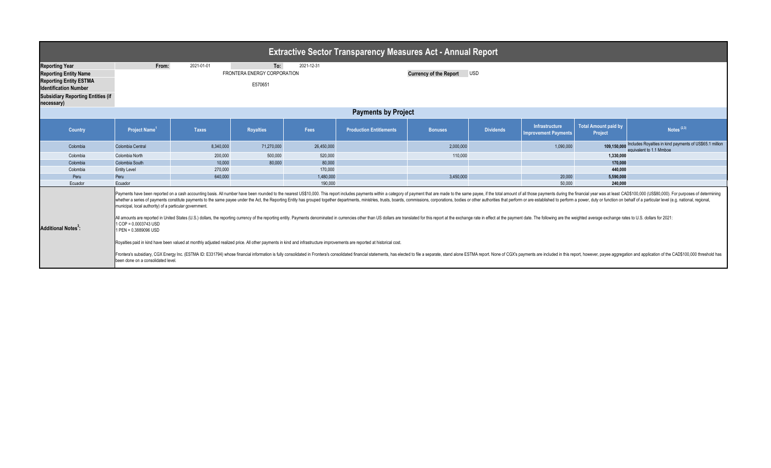# Extractive Sector Transparency Measures Act - Annual Report

| | | | | | |
|---|---|---|---|---|---|
| **Reporting Year** | From: | 2021-01-01 | To: | 2021-12-31 | |
| **Reporting Entity Name** | FRONTERA ENERGY CORPORATION | | | **Currency of the Report** | USD |
| **Reporting Entity ESTMA Identification Number** | E570651 | | | | |
| **Subsidiary Reporting Entities (if necessary)** | | | | | |

## Payments by Project

| Country | Project Name[1] | Taxes | Royalties | Fees | Production Entitlements | Bonuses | Dividends | Infrastructure Improvement Payments | Total Amount paid by Project | Notes [2,3] |
|---|---|---|---|---|---|---|---|---|---|---|
| Colombia | Colombia Central | 8,340,000 | 71,270,000 | 26,450,000 | | 2,000,000 | | 1,090,000 | **109,150,000** | Includes Royalties in kind payments of US$65.1 million equivalent to 1.1 Mmboe |
| Colombia | Colombia North | 200,000 | 500,000 | 520,000 | | 110,000 | | | **1,330,000** | |
| Colombia | Colombia South | 10,000 | 80,000 | 80,000 | | | | | **170,000** | |
| Colombia | Entity Level | 270,000 | | 170,000 | | | | | **440,000** | |
| Peru | Peru | 640,000 | | 1,480,000 | | 3,450,000 | | 20,000 | **5,590,000** | |
| Ecuador | Ecuador | | | 190,000 | | | | 50,000 | **240,000** | |

**Additional Notes[3]:**

Payments have been reported on a cash accounting basis. All number have been rounded to the nearest US$10,000. This report includes payments within a category of payment that are made to the same payee, if the total amount of all those payments during the financial year was at least CAD$100,000 (US$80,000). For purposes of determining whether a series of payments constitute payments to the same payee under the Act, the Reporting Entity has grouped together departments, ministries, trusts, boards, commissions, corporations, bodies or other authorities that perform or are established to perform a power, duty or function on behalf of a particular level (e.g. national, regional, municipal, local authority) of a particular government.

All amounts are reported in United States (U.S.) dollars, the reporting currency of the reporting entity. Payments denominated in currencies other than US dollars are translated for this report at the exchange rate in effect at the payment date. The following are the weighted average exchange rates to U.S. dollars for 2021:
1 COP = 0.0003743 USD
1 PEN = 0.3889096 USD

Royalties paid in kind have been valued at monthly adjusted realized price. All other payments in kind and infrastructure improvements are reported at historical cost.

Frontera's subsidiary, CGX Energy Inc. (ESTMA ID: E331794) whose financial information is fully consolidated in Frontera's consolidated financial statements, has elected to file a separate, stand alone ESTMA report. None of CGX's payments are included in this report, however, payee aggregation and application of the CAD$100,000 threshold has been done on a consolidated level.